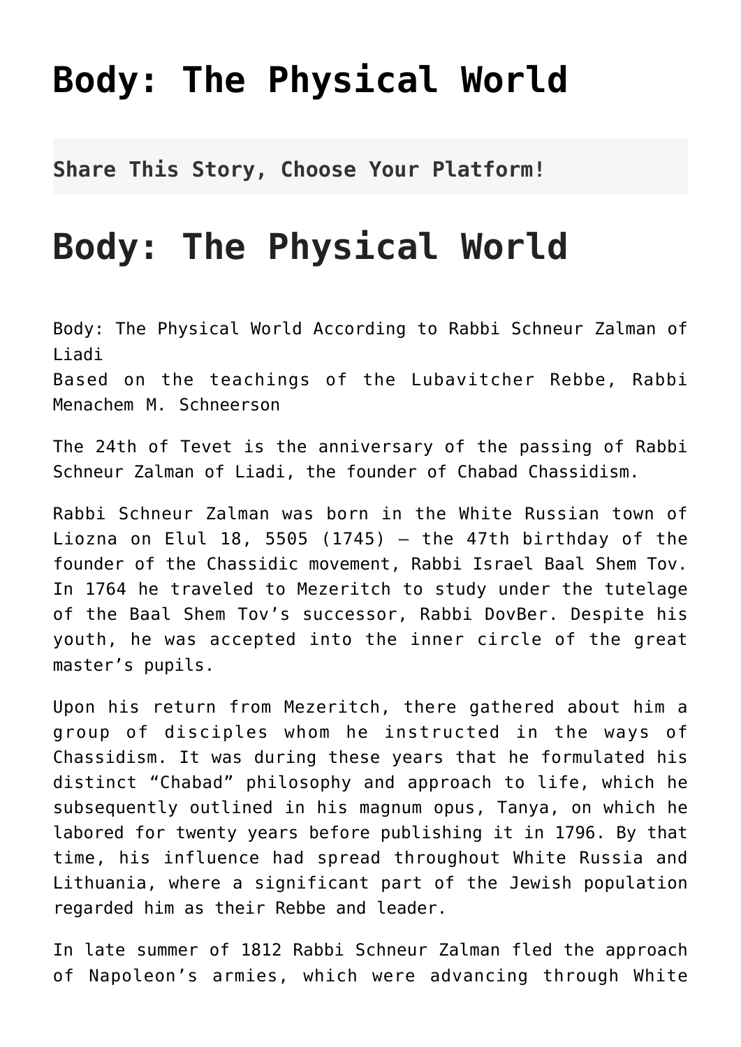# Body: The Physical World

**Share This Story, Choose Your Platform!**

# Body: The Physical World

Body: The Physical World According to Rabbi Schneur Zalman of Liadi
Based on the teachings of the Lubavitcher Rebbe, Rabbi Menachem M. Schneerson

The 24th of Tevet is the anniversary of the passing of Rabbi Schneur Zalman of Liadi, the founder of Chabad Chassidism.

Rabbi Schneur Zalman was born in the White Russian town of Liozna on Elul 18, 5505 (1745) — the 47th birthday of the founder of the Chassidic movement, Rabbi Israel Baal Shem Tov. In 1764 he traveled to Mezeritch to study under the tutelage of the Baal Shem Tov's successor, Rabbi DovBer. Despite his youth, he was accepted into the inner circle of the great master's pupils.

Upon his return from Mezeritch, there gathered about him a group of disciples whom he instructed in the ways of Chassidism. It was during these years that he formulated his distinct "Chabad" philosophy and approach to life, which he subsequently outlined in his magnum opus, Tanya, on which he labored for twenty years before publishing it in 1796. By that time, his influence had spread throughout White Russia and Lithuania, where a significant part of the Jewish population regarded him as their Rebbe and leader.

In late summer of 1812 Rabbi Schneur Zalman fled the approach of Napoleon's armies, which were advancing through White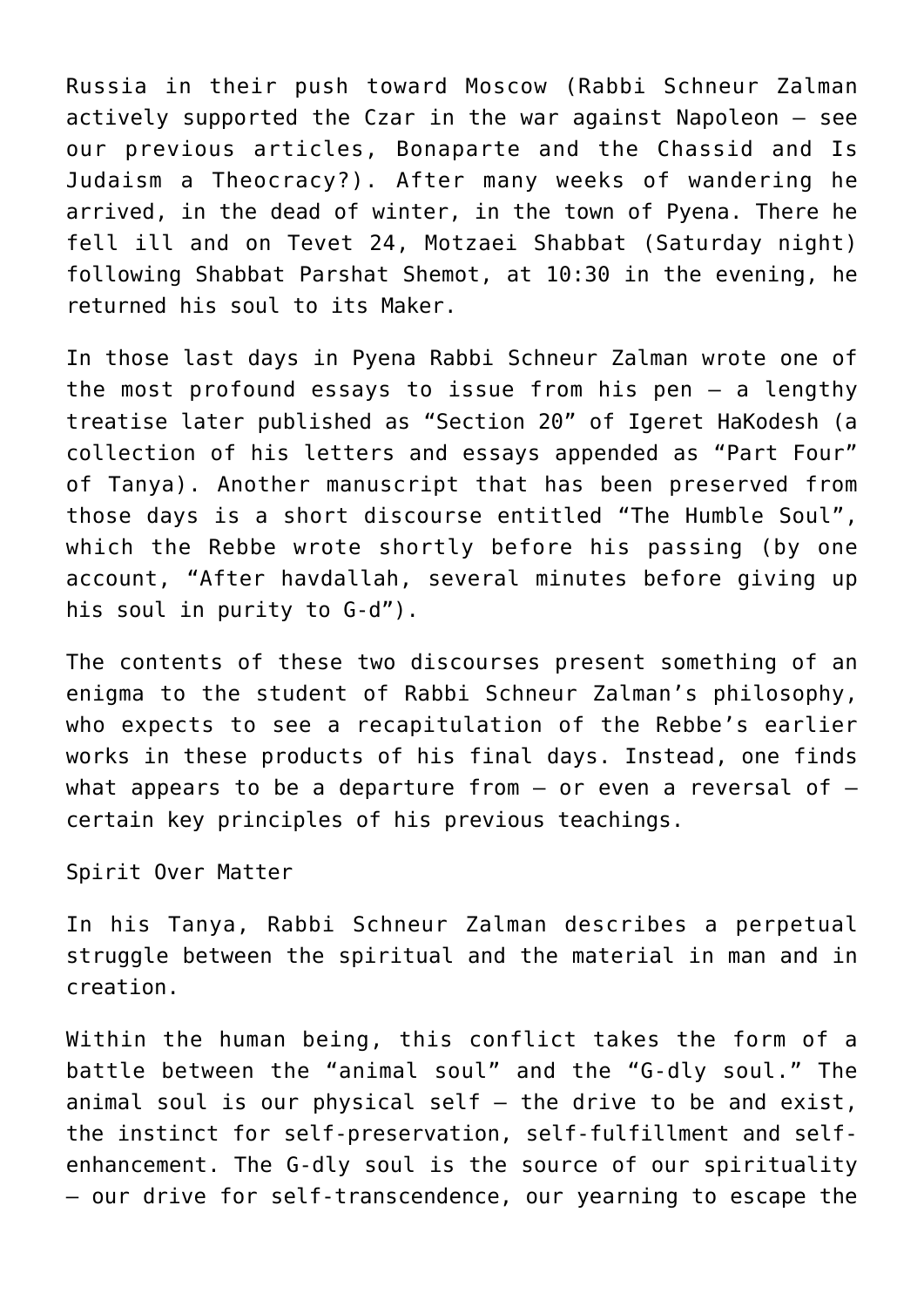Russia in their push toward Moscow (Rabbi Schneur Zalman actively supported the Czar in the war against Napoleon — see our previous articles, Bonaparte and the Chassid and Is Judaism a Theocracy?). After many weeks of wandering he arrived, in the dead of winter, in the town of Pyena. There he fell ill and on Tevet 24, Motzaei Shabbat (Saturday night) following Shabbat Parshat Shemot, at 10:30 in the evening, he returned his soul to its Maker.

In those last days in Pyena Rabbi Schneur Zalman wrote one of the most profound essays to issue from his pen — a lengthy treatise later published as "Section 20" of Igeret HaKodesh (a collection of his letters and essays appended as "Part Four" of Tanya). Another manuscript that has been preserved from those days is a short discourse entitled "The Humble Soul", which the Rebbe wrote shortly before his passing (by one account, "After havdallah, several minutes before giving up his soul in purity to G-d").

The contents of these two discourses present something of an enigma to the student of Rabbi Schneur Zalman's philosophy, who expects to see a recapitulation of the Rebbe's earlier works in these products of his final days. Instead, one finds what appears to be a departure from — or even a reversal of — certain key principles of his previous teachings.

## Spirit Over Matter

In his Tanya, Rabbi Schneur Zalman describes a perpetual struggle between the spiritual and the material in man and in creation.

Within the human being, this conflict takes the form of a battle between the "animal soul" and the "G-dly soul." The animal soul is our physical self — the drive to be and exist, the instinct for self-preservation, self-fulfillment and self-enhancement. The G-dly soul is the source of our spirituality — our drive for self-transcendence, our yearning to escape the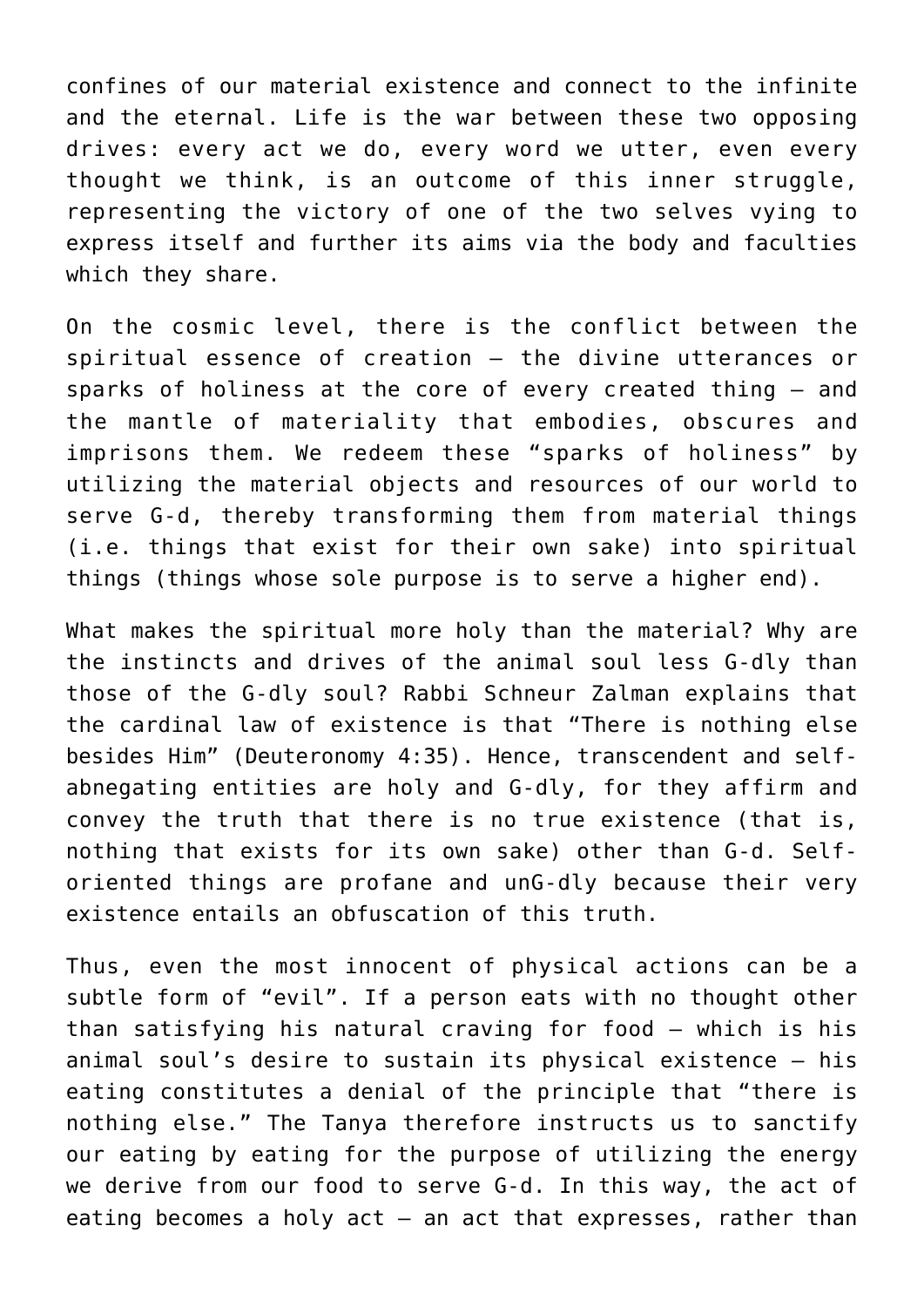confines of our material existence and connect to the infinite and the eternal. Life is the war between these two opposing drives: every act we do, every word we utter, even every thought we think, is an outcome of this inner struggle, representing the victory of one of the two selves vying to express itself and further its aims via the body and faculties which they share.

On the cosmic level, there is the conflict between the spiritual essence of creation — the divine utterances or sparks of holiness at the core of every created thing — and the mantle of materiality that embodies, obscures and imprisons them. We redeem these "sparks of holiness" by utilizing the material objects and resources of our world to serve G-d, thereby transforming them from material things (i.e. things that exist for their own sake) into spiritual things (things whose sole purpose is to serve a higher end).

What makes the spiritual more holy than the material? Why are the instincts and drives of the animal soul less G-dly than those of the G-dly soul? Rabbi Schneur Zalman explains that the cardinal law of existence is that "There is nothing else besides Him" (Deuteronomy 4:35). Hence, transcendent and self-abnegating entities are holy and G-dly, for they affirm and convey the truth that there is no true existence (that is, nothing that exists for its own sake) other than G-d. Self-oriented things are profane and unG-dly because their very existence entails an obfuscation of this truth.

Thus, even the most innocent of physical actions can be a subtle form of "evil". If a person eats with no thought other than satisfying his natural craving for food — which is his animal soul's desire to sustain its physical existence — his eating constitutes a denial of the principle that "there is nothing else." The Tanya therefore instructs us to sanctify our eating by eating for the purpose of utilizing the energy we derive from our food to serve G-d. In this way, the act of eating becomes a holy act — an act that expresses, rather than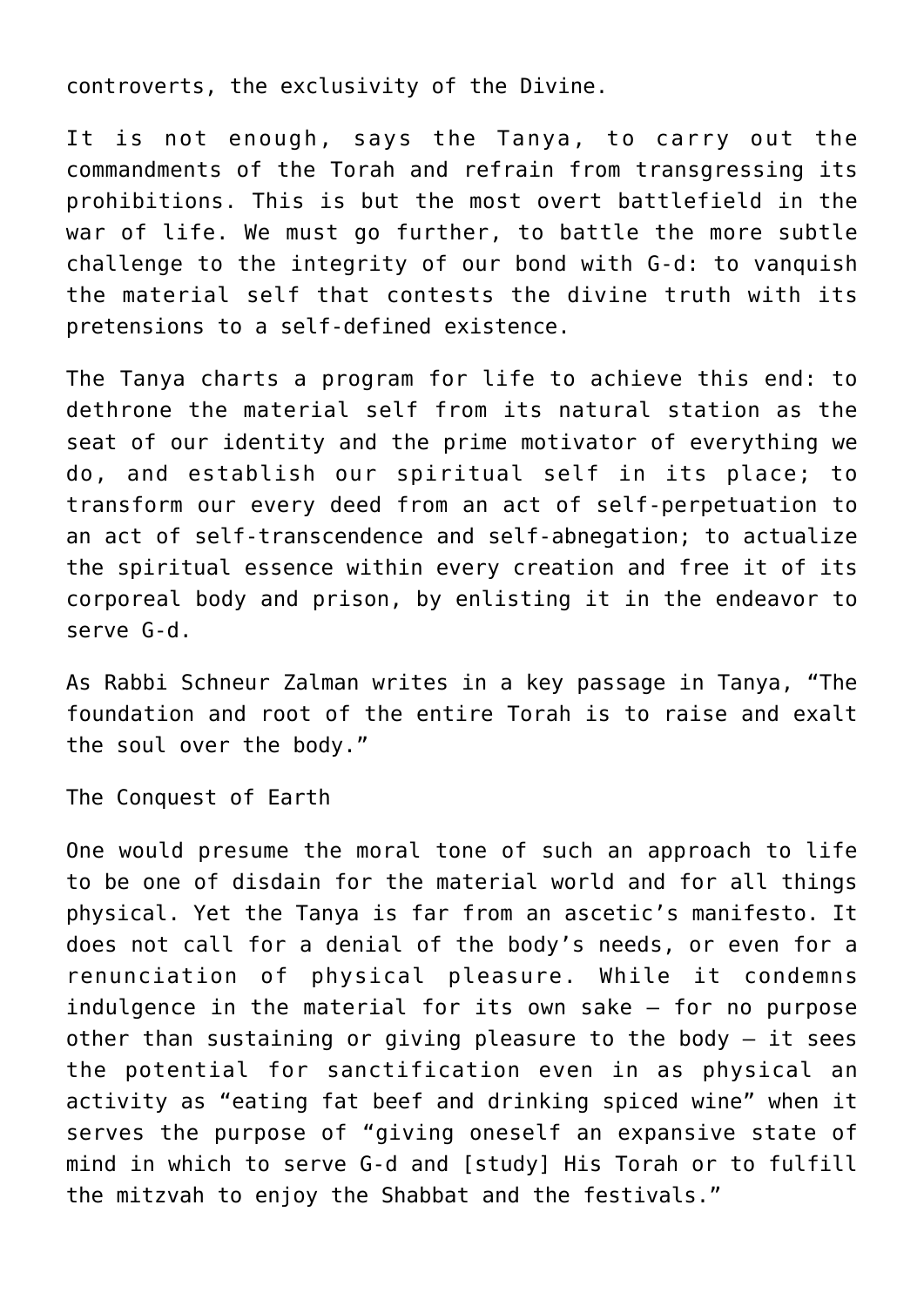controverts, the exclusivity of the Divine.

It is not enough, says the Tanya, to carry out the commandments of the Torah and refrain from transgressing its prohibitions. This is but the most overt battlefield in the war of life. We must go further, to battle the more subtle challenge to the integrity of our bond with G-d: to vanquish the material self that contests the divine truth with its pretensions to a self-defined existence.

The Tanya charts a program for life to achieve this end: to dethrone the material self from its natural station as the seat of our identity and the prime motivator of everything we do, and establish our spiritual self in its place; to transform our every deed from an act of self-perpetuation to an act of self-transcendence and self-abnegation; to actualize the spiritual essence within every creation and free it of its corporeal body and prison, by enlisting it in the endeavor to serve G-d.

As Rabbi Schneur Zalman writes in a key passage in Tanya, "The foundation and root of the entire Torah is to raise and exalt the soul over the body."

## The Conquest of Earth

One would presume the moral tone of such an approach to life to be one of disdain for the material world and for all things physical. Yet the Tanya is far from an ascetic's manifesto. It does not call for a denial of the body's needs, or even for a renunciation of physical pleasure. While it condemns indulgence in the material for its own sake – for no purpose other than sustaining or giving pleasure to the body – it sees the potential for sanctification even in as physical an activity as "eating fat beef and drinking spiced wine" when it serves the purpose of "giving oneself an expansive state of mind in which to serve G-d and [study] His Torah or to fulfill the mitzvah to enjoy the Shabbat and the festivals."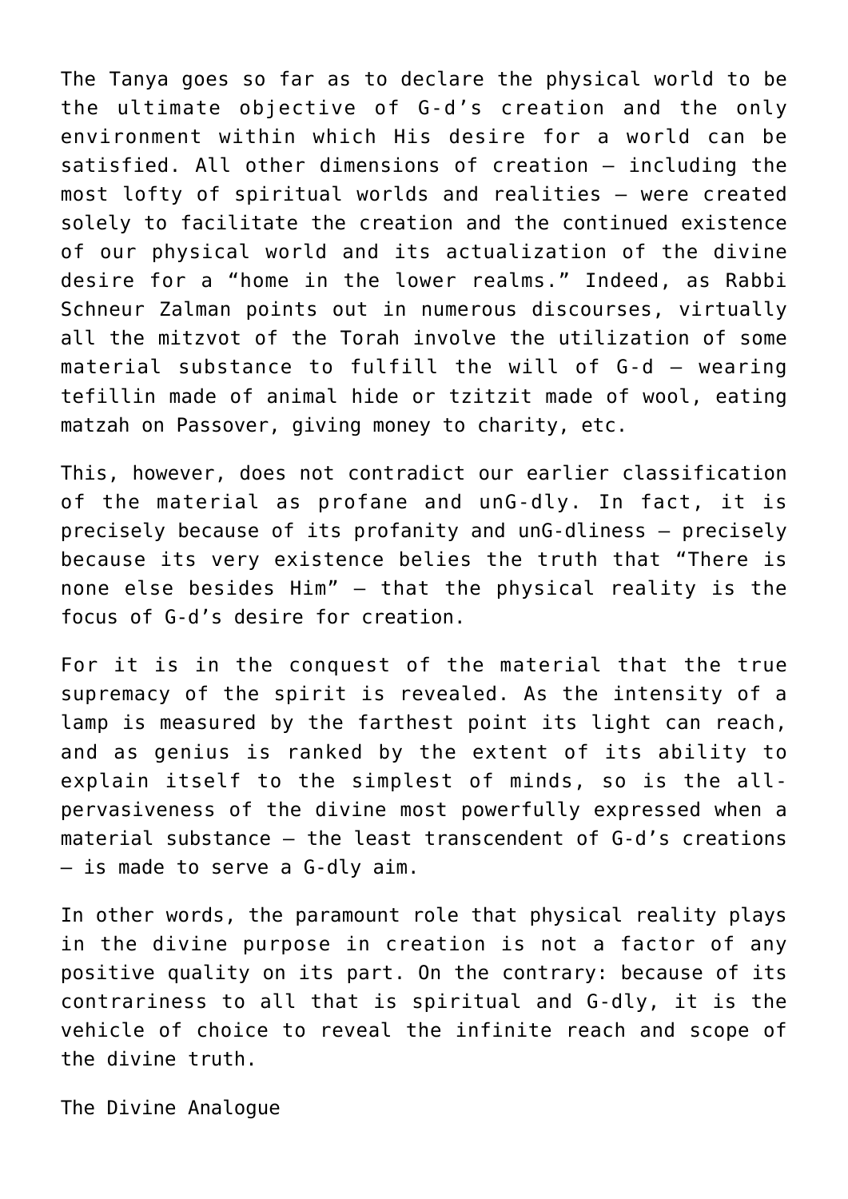The Tanya goes so far as to declare the physical world to be the ultimate objective of G-d's creation and the only environment within which His desire for a world can be satisfied. All other dimensions of creation — including the most lofty of spiritual worlds and realities — were created solely to facilitate the creation and the continued existence of our physical world and its actualization of the divine desire for a "home in the lower realms." Indeed, as Rabbi Schneur Zalman points out in numerous discourses, virtually all the mitzvot of the Torah involve the utilization of some material substance to fulfill the will of G-d — wearing tefillin made of animal hide or tzitzit made of wool, eating matzah on Passover, giving money to charity, etc.

This, however, does not contradict our earlier classification of the material as profane and unG-dly. In fact, it is precisely because of its profanity and unG-dliness — precisely because its very existence belies the truth that "There is none else besides Him" — that the physical reality is the focus of G-d's desire for creation.

For it is in the conquest of the material that the true supremacy of the spirit is revealed. As the intensity of a lamp is measured by the farthest point its light can reach, and as genius is ranked by the extent of its ability to explain itself to the simplest of minds, so is the all-pervasiveness of the divine most powerfully expressed when a material substance — the least transcendent of G-d's creations — is made to serve a G-dly aim.

In other words, the paramount role that physical reality plays in the divine purpose in creation is not a factor of any positive quality on its part. On the contrary: because of its contrariness to all that is spiritual and G-dly, it is the vehicle of choice to reveal the infinite reach and scope of the divine truth.

## The Divine Analogue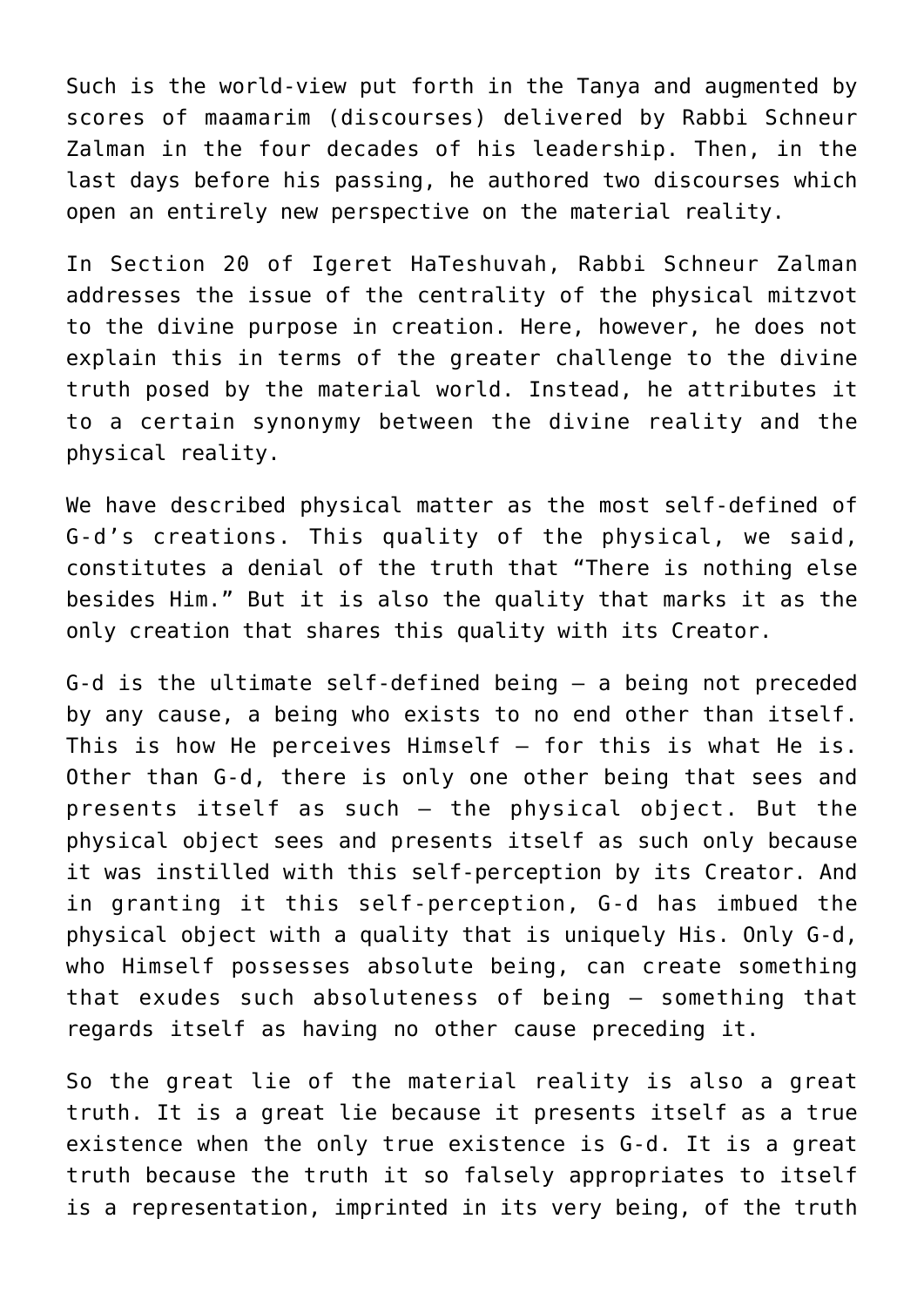Such is the world-view put forth in the Tanya and augmented by scores of maamarim (discourses) delivered by Rabbi Schneur Zalman in the four decades of his leadership. Then, in the last days before his passing, he authored two discourses which open an entirely new perspective on the material reality.

In Section 20 of Igeret HaTeshuvah, Rabbi Schneur Zalman addresses the issue of the centrality of the physical mitzvot to the divine purpose in creation. Here, however, he does not explain this in terms of the greater challenge to the divine truth posed by the material world. Instead, he attributes it to a certain synonymy between the divine reality and the physical reality.

We have described physical matter as the most self-defined of G-d's creations. This quality of the physical, we said, constitutes a denial of the truth that "There is nothing else besides Him." But it is also the quality that marks it as the only creation that shares this quality with its Creator.

G-d is the ultimate self-defined being — a being not preceded by any cause, a being who exists to no end other than itself. This is how He perceives Himself — for this is what He is. Other than G-d, there is only one other being that sees and presents itself as such — the physical object. But the physical object sees and presents itself as such only because it was instilled with this self-perception by its Creator. And in granting it this self-perception, G-d has imbued the physical object with a quality that is uniquely His. Only G-d, who Himself possesses absolute being, can create something that exudes such absoluteness of being — something that regards itself as having no other cause preceding it.

So the great lie of the material reality is also a great truth. It is a great lie because it presents itself as a true existence when the only true existence is G-d. It is a great truth because the truth it so falsely appropriates to itself is a representation, imprinted in its very being, of the truth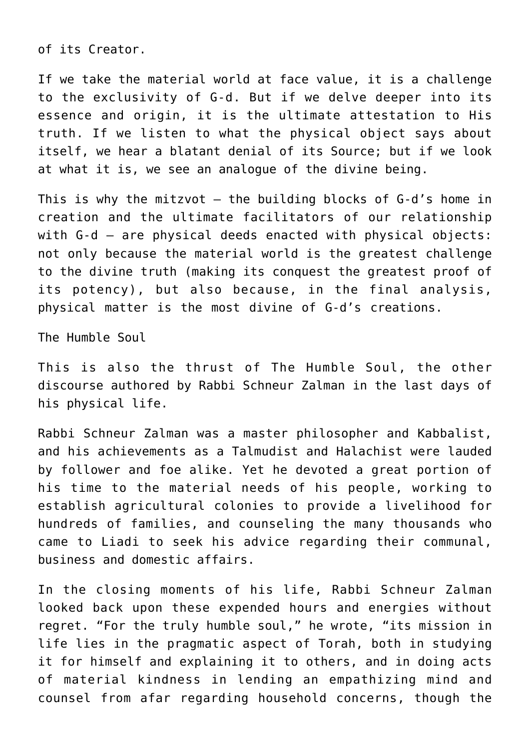of its Creator.

If we take the material world at face value, it is a challenge to the exclusivity of G-d. But if we delve deeper into its essence and origin, it is the ultimate attestation to His truth. If we listen to what the physical object says about itself, we hear a blatant denial of its Source; but if we look at what it is, we see an analogue of the divine being.

This is why the mitzvot — the building blocks of G-d's home in creation and the ultimate facilitators of our relationship with G-d — are physical deeds enacted with physical objects: not only because the material world is the greatest challenge to the divine truth (making its conquest the greatest proof of its potency), but also because, in the final analysis, physical matter is the most divine of G-d's creations.

## The Humble Soul

This is also the thrust of The Humble Soul, the other discourse authored by Rabbi Schneur Zalman in the last days of his physical life.

Rabbi Schneur Zalman was a master philosopher and Kabbalist, and his achievements as a Talmudist and Halachist were lauded by follower and foe alike. Yet he devoted a great portion of his time to the material needs of his people, working to establish agricultural colonies to provide a livelihood for hundreds of families, and counseling the many thousands who came to Liadi to seek his advice regarding their communal, business and domestic affairs.

In the closing moments of his life, Rabbi Schneur Zalman looked back upon these expended hours and energies without regret. "For the truly humble soul," he wrote, "its mission in life lies in the pragmatic aspect of Torah, both in studying it for himself and explaining it to others, and in doing acts of material kindness in lending an empathizing mind and counsel from afar regarding household concerns, though the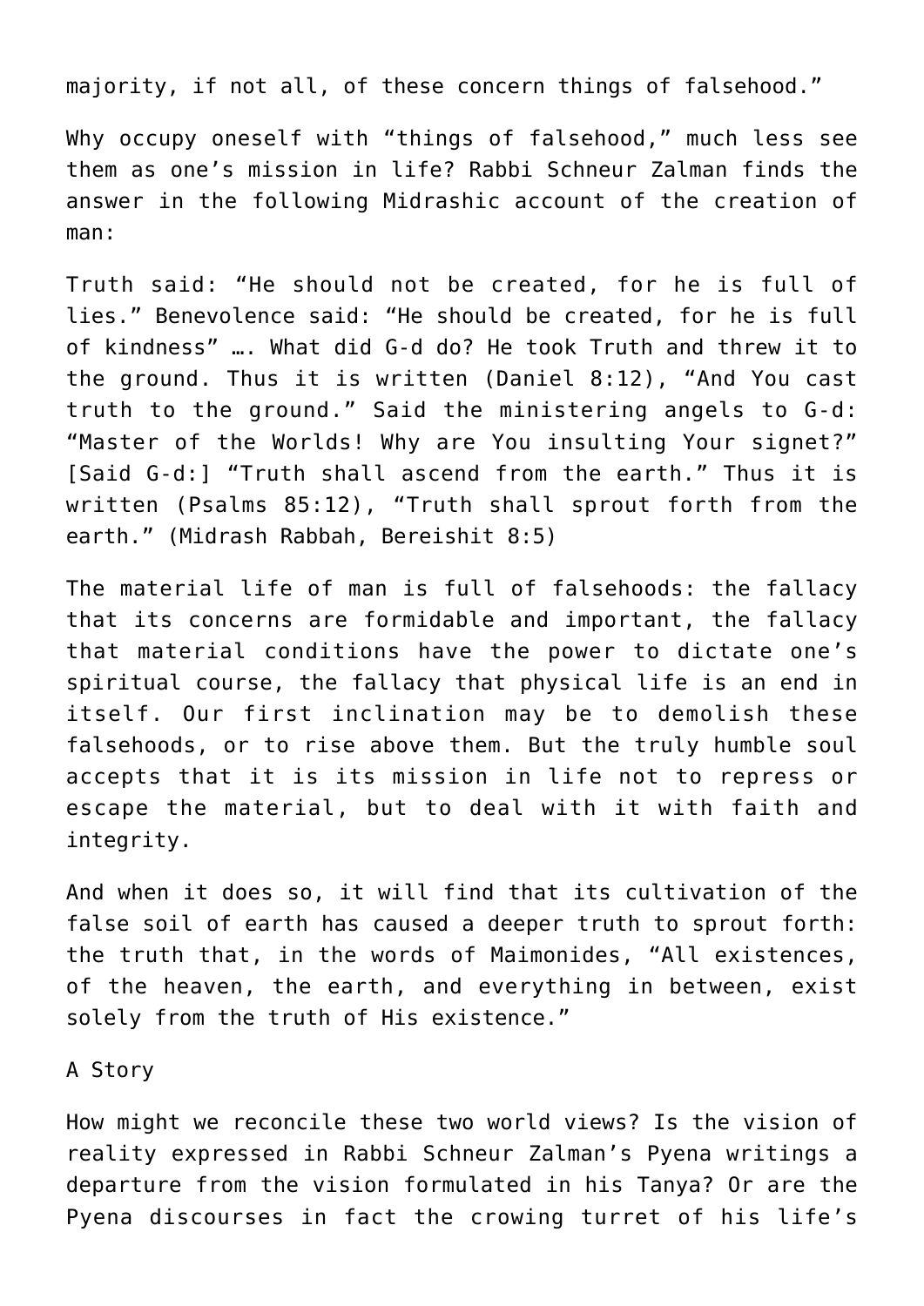majority, if not all, of these concern things of falsehood."

Why occupy oneself with "things of falsehood," much less see them as one's mission in life? Rabbi Schneur Zalman finds the answer in the following Midrashic account of the creation of man:

Truth said: "He should not be created, for he is full of lies." Benevolence said: "He should be created, for he is full of kindness" …. What did G-d do? He took Truth and threw it to the ground. Thus it is written (Daniel 8:12), "And You cast truth to the ground." Said the ministering angels to G-d: "Master of the Worlds! Why are You insulting Your signet?" [Said G-d:] "Truth shall ascend from the earth." Thus it is written (Psalms 85:12), "Truth shall sprout forth from the earth." (Midrash Rabbah, Bereishit 8:5)

The material life of man is full of falsehoods: the fallacy that its concerns are formidable and important, the fallacy that material conditions have the power to dictate one's spiritual course, the fallacy that physical life is an end in itself. Our first inclination may be to demolish these falsehoods, or to rise above them. But the truly humble soul accepts that it is its mission in life not to repress or escape the material, but to deal with it with faith and integrity.

And when it does so, it will find that its cultivation of the false soil of earth has caused a deeper truth to sprout forth: the truth that, in the words of Maimonides, "All existences, of the heaven, the earth, and everything in between, exist solely from the truth of His existence."

## A Story

How might we reconcile these two world views? Is the vision of reality expressed in Rabbi Schneur Zalman's Pyena writings a departure from the vision formulated in his Tanya? Or are the Pyena discourses in fact the crowing turret of his life's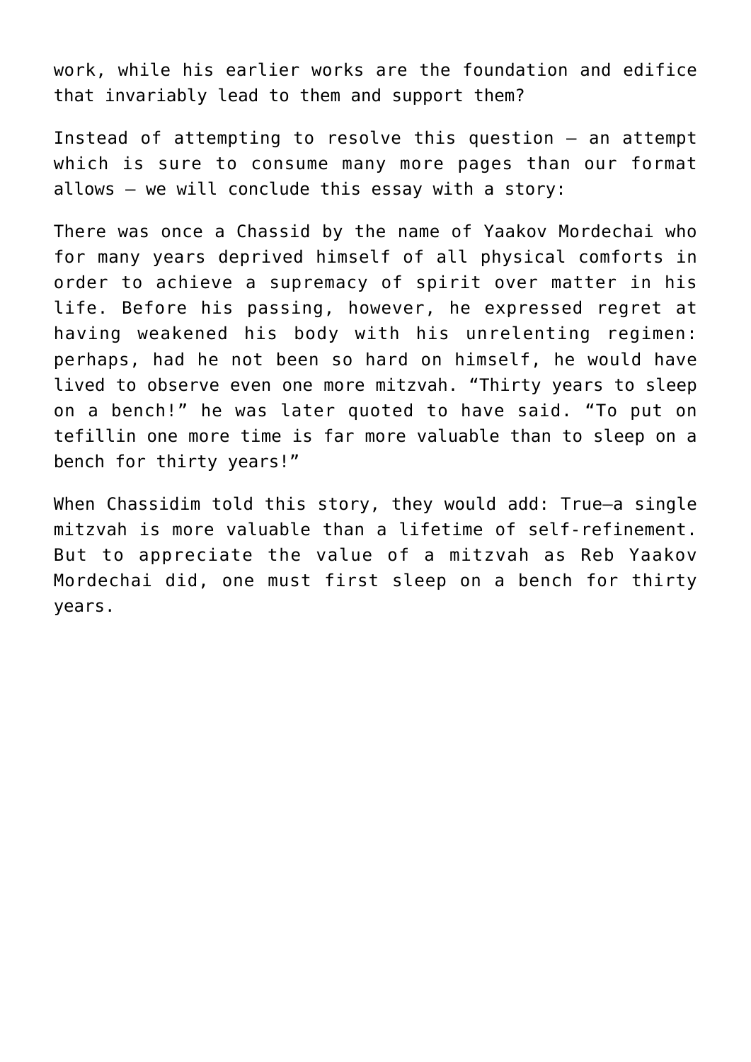work, while his earlier works are the foundation and edifice that invariably lead to them and support them?

Instead of attempting to resolve this question – an attempt which is sure to consume many more pages than our format allows – we will conclude this essay with a story:

There was once a Chassid by the name of Yaakov Mordechai who for many years deprived himself of all physical comforts in order to achieve a supremacy of spirit over matter in his life. Before his passing, however, he expressed regret at having weakened his body with his unrelenting regimen: perhaps, had he not been so hard on himself, he would have lived to observe even one more mitzvah. "Thirty years to sleep on a bench!" he was later quoted to have said. "To put on tefillin one more time is far more valuable than to sleep on a bench for thirty years!"

When Chassidim told this story, they would add: True—a single mitzvah is more valuable than a lifetime of self-refinement. But to appreciate the value of a mitzvah as Reb Yaakov Mordechai did, one must first sleep on a bench for thirty years.